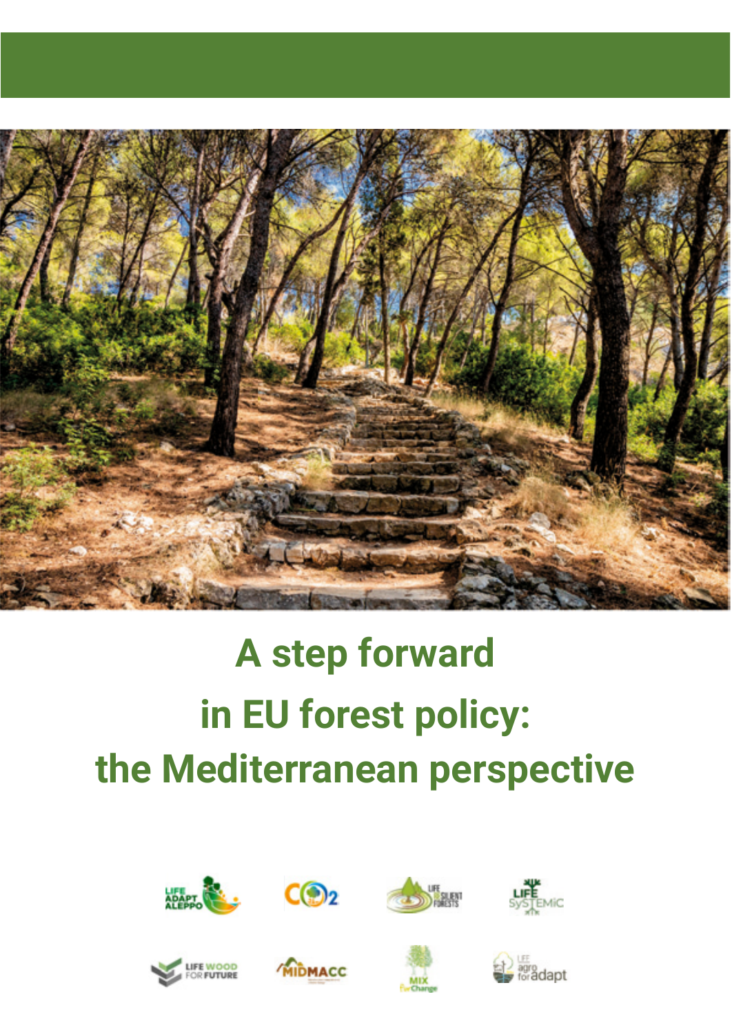# A step forward in EU forest policy: the Mediterranean perspective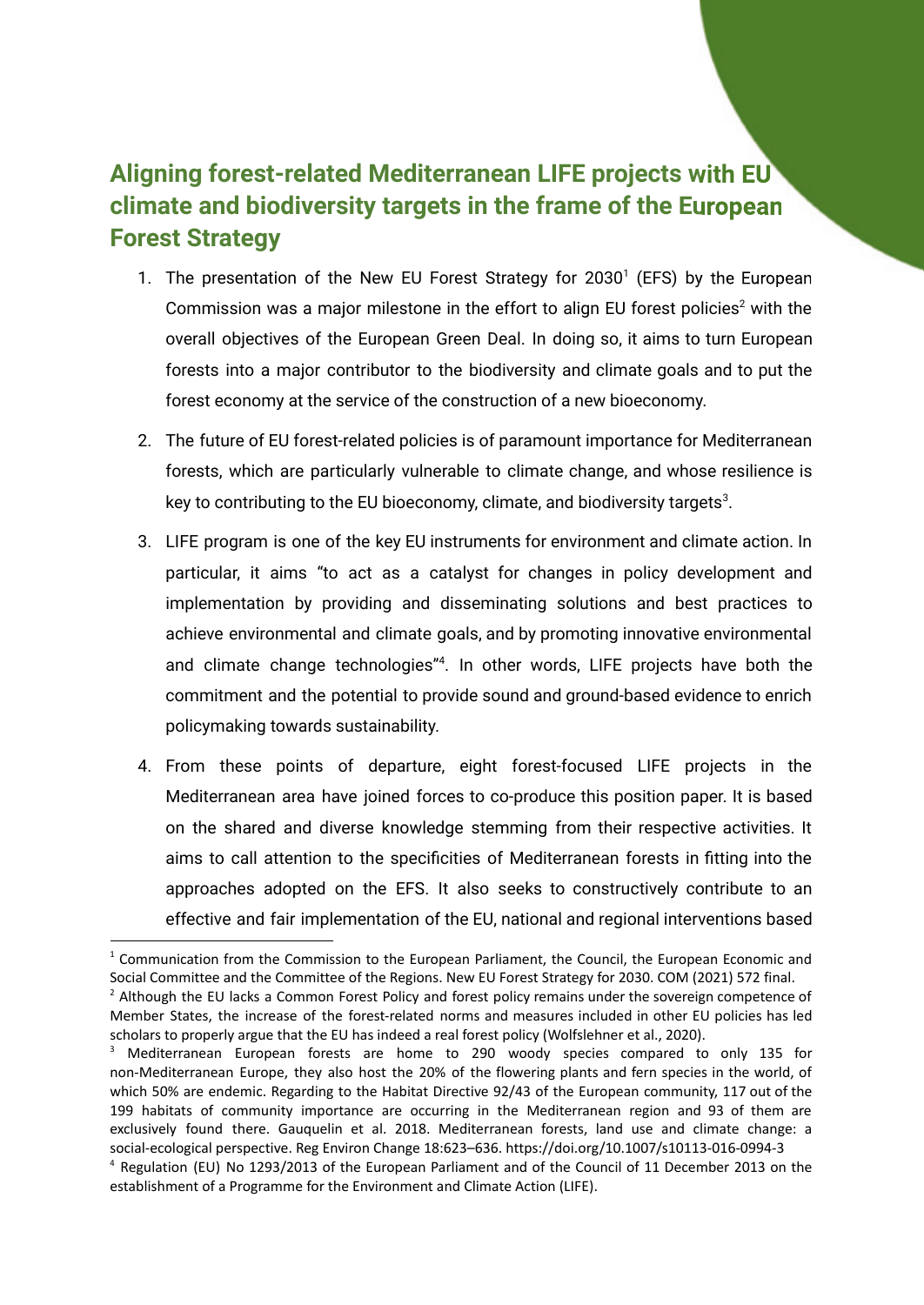## Aligning forest-related Mediterranean LIFE projects with EU climate and biodiversity targets in the frame of the European Forest Strategy

1. The presentation of the New EU Forest Strategy for 2030[1] (EFS) by the European Commission was a major milestone in the effort to align EU forest policies[2] with the overall objectives of the European Green Deal. In doing so, it aims to turn European forests into a major contributor to the biodiversity and climate goals and to put the forest economy at the service of the construction of a new bioeconomy.

2. The future of EU forest-related policies is of paramount importance for Mediterranean forests, which are particularly vulnerable to climate change, and whose resilience is key to contributing to the EU bioeconomy, climate, and biodiversity targets[3].

3. LIFE program is one of the key EU instruments for environment and climate action. In particular, it aims "to act as a catalyst for changes in policy development and implementation by providing and disseminating solutions and best practices to achieve environmental and climate goals, and by promoting innovative environmental and climate change technologies"[4]. In other words, LIFE projects have both the commitment and the potential to provide sound and ground-based evidence to enrich policymaking towards sustainability.

4. From these points of departure, eight forest-focused LIFE projects in the Mediterranean area have joined forces to co-produce this position paper. It is based on the shared and diverse knowledge stemming from their respective activities. It aims to call attention to the specificities of Mediterranean forests in fitting into the approaches adopted on the EFS. It also seeks to constructively contribute to an effective and fair implementation of the EU, national and regional interventions based

---

[1] Communication from the Commission to the European Parliament, the Council, the European Economic and Social Committee and the Committee of the Regions. New EU Forest Strategy for 2030. COM (2021) 572 final.

[2] Although the EU lacks a Common Forest Policy and forest policy remains under the sovereign competence of Member States, the increase of the forest-related norms and measures included in other EU policies has led scholars to properly argue that the EU has indeed a real forest policy (Wolfslehner et al., 2020).

[3] Mediterranean European forests are home to 290 woody species compared to only 135 for non-Mediterranean Europe, they also host the 20% of the flowering plants and fern species in the world, of which 50% are endemic. Regarding to the Habitat Directive 92/43 of the European community, 117 out of the 199 habitats of community importance are occurring in the Mediterranean region and 93 of them are exclusively found there. Gauquelin et al. 2018. Mediterranean forests, land use and climate change: a social-ecological perspective. Reg Environ Change 18:623–636. https://doi.org/10.1007/s10113-016-0994-3

[4] Regulation (EU) No 1293/2013 of the European Parliament and of the Council of 11 December 2013 on the establishment of a Programme for the Environment and Climate Action (LIFE).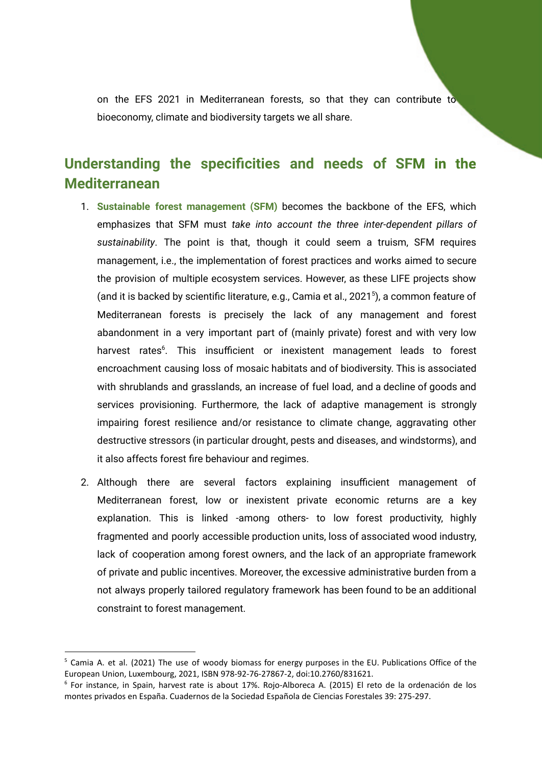on the EFS 2021 in Mediterranean forests, so that they can contribute to bioeconomy, climate and biodiversity targets we all share.

## Understanding the specificities and needs of SFM in the Mediterranean

1. **Sustainable forest management (SFM)** becomes the backbone of the EFS, which emphasizes that SFM must *take into account the three inter-dependent pillars of sustainability*. The point is that, though it could seem a truism, SFM requires management, i.e., the implementation of forest practices and works aimed to secure the provision of multiple ecosystem services. However, as these LIFE projects show (and it is backed by scientific literature, e.g., Camia et al., 2021[5]), a common feature of Mediterranean forests is precisely the lack of any management and forest abandonment in a very important part of (mainly private) forest and with very low harvest rates[6]. This insufficient or inexistent management leads to forest encroachment causing loss of mosaic habitats and of biodiversity. This is associated with shrublands and grasslands, an increase of fuel load, and a decline of goods and services provisioning. Furthermore, the lack of adaptive management is strongly impairing forest resilience and/or resistance to climate change, aggravating other destructive stressors (in particular drought, pests and diseases, and windstorms), and it also affects forest fire behaviour and regimes.

2. Although there are several factors explaining insufficient management of Mediterranean forest, low or inexistent private economic returns are a key explanation. This is linked -among others- to low forest productivity, highly fragmented and poorly accessible production units, loss of associated wood industry, lack of cooperation among forest owners, and the lack of an appropriate framework of private and public incentives. Moreover, the excessive administrative burden from a not always properly tailored regulatory framework has been found to be an additional constraint to forest management.

---

[5] Camia A. et al. (2021) The use of woody biomass for energy purposes in the EU. Publications Office of the European Union, Luxembourg, 2021, ISBN 978-92-76-27867-2, doi:10.2760/831621.

[6] For instance, in Spain, harvest rate is about 17%. Rojo-Alboreca A. (2015) El reto de la ordenación de los montes privados en España. Cuadernos de la Sociedad Española de Ciencias Forestales 39: 275-297.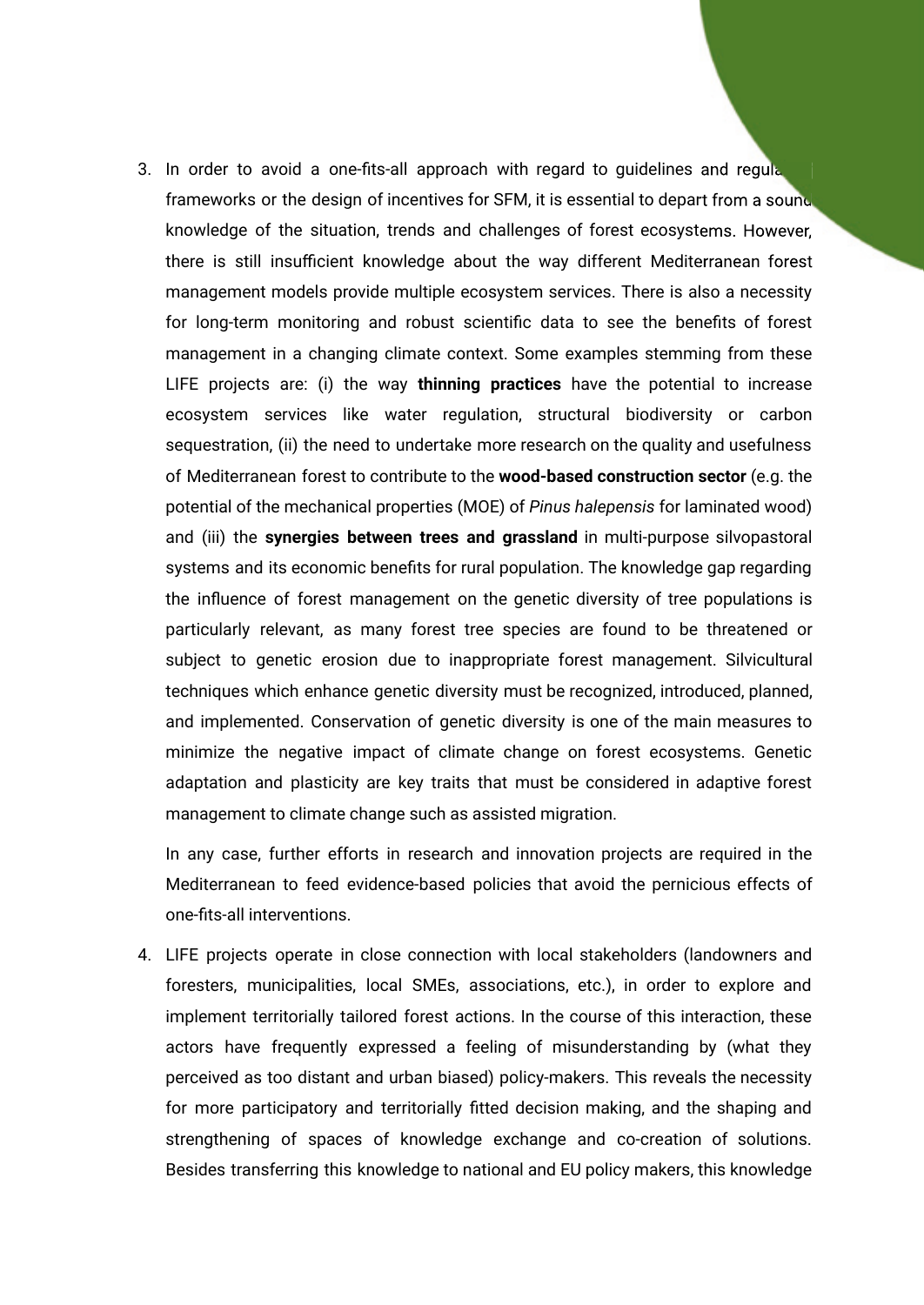3. In order to avoid a one-fits-all approach with regard to guidelines and regulatory frameworks or the design of incentives for SFM, it is essential to depart from a sound knowledge of the situation, trends and challenges of forest ecosystems. However, there is still insufficient knowledge about the way different Mediterranean forest management models provide multiple ecosystem services. There is also a necessity for long-term monitoring and robust scientific data to see the benefits of forest management in a changing climate context. Some examples stemming from these LIFE projects are: (i) the way **thinning practices** have the potential to increase ecosystem services like water regulation, structural biodiversity or carbon sequestration, (ii) the need to undertake more research on the quality and usefulness of Mediterranean forest to contribute to the **wood-based construction sector** (e.g. the potential of the mechanical properties (MOE) of *Pinus halepensis* for laminated wood) and (iii) the **synergies between trees and grassland** in multi-purpose silvopastoral systems and its economic benefits for rural population. The knowledge gap regarding the influence of forest management on the genetic diversity of tree populations is particularly relevant, as many forest tree species are found to be threatened or subject to genetic erosion due to inappropriate forest management. Silvicultural techniques which enhance genetic diversity must be recognized, introduced, planned, and implemented. Conservation of genetic diversity is one of the main measures to minimize the negative impact of climate change on forest ecosystems. Genetic adaptation and plasticity are key traits that must be considered in adaptive forest management to climate change such as assisted migration.

   In any case, further efforts in research and innovation projects are required in the Mediterranean to feed evidence-based policies that avoid the pernicious effects of one-fits-all interventions.

4. LIFE projects operate in close connection with local stakeholders (landowners and foresters, municipalities, local SMEs, associations, etc.), in order to explore and implement territorially tailored forest actions. In the course of this interaction, these actors have frequently expressed a feeling of misunderstanding by (what they perceived as too distant and urban biased) policy-makers. This reveals the necessity for more participatory and territorially fitted decision making, and the shaping and strengthening of spaces of knowledge exchange and co-creation of solutions. Besides transferring this knowledge to national and EU policy makers, this knowledge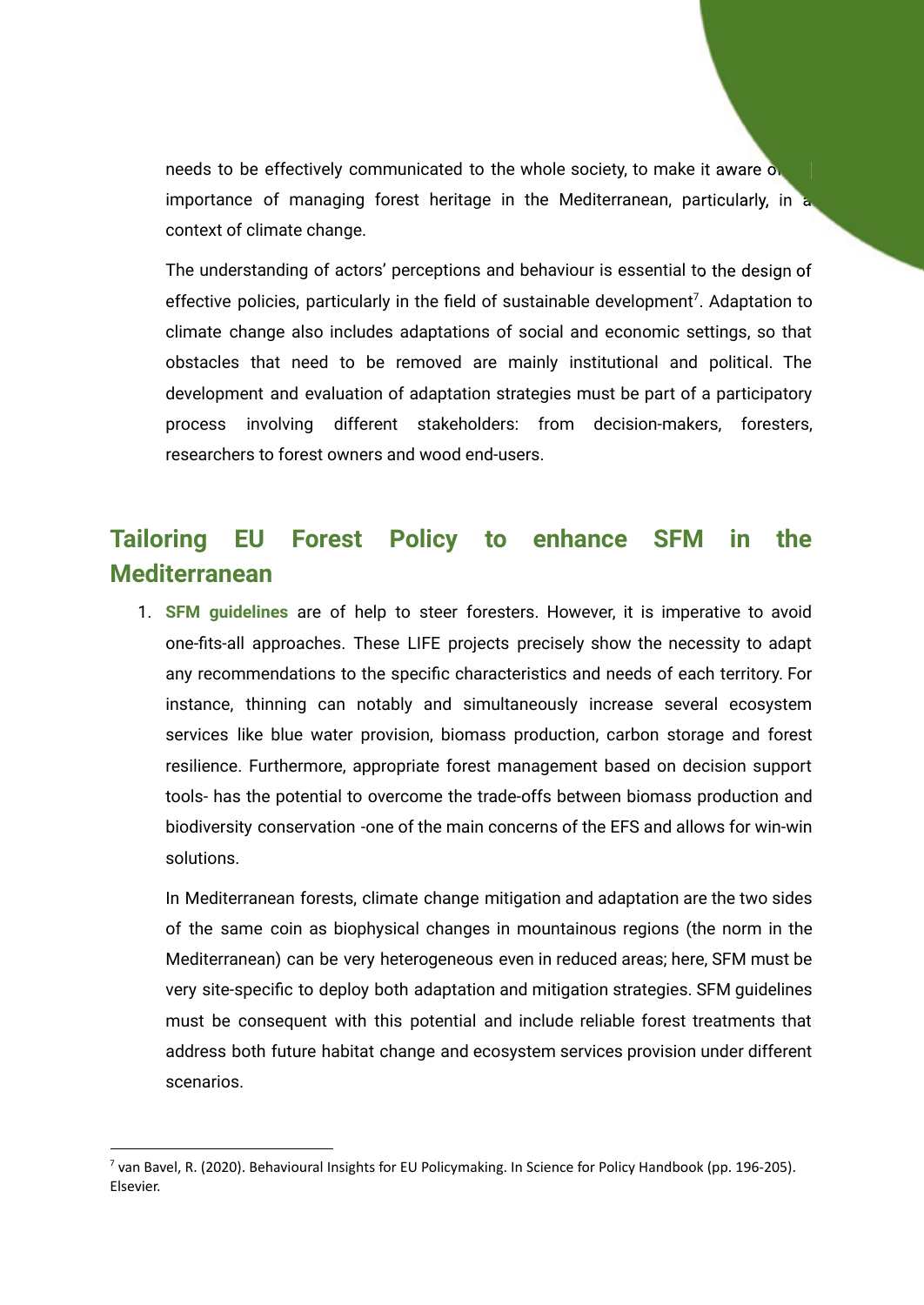needs to be effectively communicated to the whole society, to make it aware of the importance of managing forest heritage in the Mediterranean, particularly, in a context of climate change.

The understanding of actors' perceptions and behaviour is essential to the design of effective policies, particularly in the field of sustainable development[7]. Adaptation to climate change also includes adaptations of social and economic settings, so that obstacles that need to be removed are mainly institutional and political. The development and evaluation of adaptation strategies must be part of a participatory process involving different stakeholders: from decision-makers, foresters, researchers to forest owners and wood end-users.

## Tailoring EU Forest Policy to enhance SFM in the Mediterranean

1. **SFM guidelines** are of help to steer foresters. However, it is imperative to avoid one-fits-all approaches. These LIFE projects precisely show the necessity to adapt any recommendations to the specific characteristics and needs of each territory. For instance, thinning can notably and simultaneously increase several ecosystem services like blue water provision, biomass production, carbon storage and forest resilience. Furthermore, appropriate forest management based on decision support tools- has the potential to overcome the trade-offs between biomass production and biodiversity conservation -one of the main concerns of the EFS and allows for win-win solutions.

   In Mediterranean forests, climate change mitigation and adaptation are the two sides of the same coin as biophysical changes in mountainous regions (the norm in the Mediterranean) can be very heterogeneous even in reduced areas; here, SFM must be very site-specific to deploy both adaptation and mitigation strategies. SFM guidelines must be consequent with this potential and include reliable forest treatments that address both future habitat change and ecosystem services provision under different scenarios.

---

[7] van Bavel, R. (2020). Behavioural Insights for EU Policymaking. In Science for Policy Handbook (pp. 196-205). Elsevier.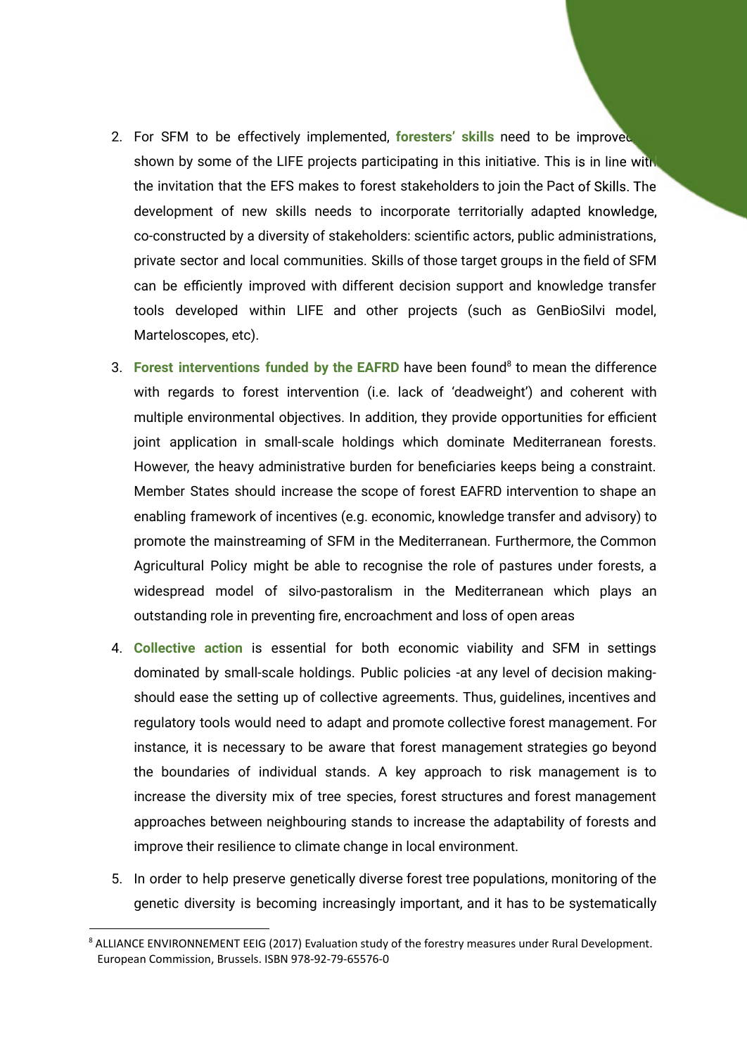2. For SFM to be effectively implemented, **foresters' skills** need to be improved, as shown by some of the LIFE projects participating in this initiative. This is in line with the invitation that the EFS makes to forest stakeholders to join the Pact of Skills. The development of new skills needs to incorporate territorially adapted knowledge, co-constructed by a diversity of stakeholders: scientific actors, public administrations, private sector and local communities. Skills of those target groups in the field of SFM can be efficiently improved with different decision support and knowledge transfer tools developed within LIFE and other projects (such as GenBioSilvi model, Marteloscopes, etc).

3. **Forest interventions funded by the EAFRD** have been found[8] to mean the difference with regards to forest intervention (i.e. lack of 'deadweight') and coherent with multiple environmental objectives. In addition, they provide opportunities for efficient joint application in small-scale holdings which dominate Mediterranean forests. However, the heavy administrative burden for beneficiaries keeps being a constraint. Member States should increase the scope of forest EAFRD intervention to shape an enabling framework of incentives (e.g. economic, knowledge transfer and advisory) to promote the mainstreaming of SFM in the Mediterranean. Furthermore, the Common Agricultural Policy might be able to recognise the role of pastures under forests, a widespread model of silvo-pastoralism in the Mediterranean which plays an outstanding role in preventing fire, encroachment and loss of open areas

4. **Collective action** is essential for both economic viability and SFM in settings dominated by small-scale holdings. Public policies -at any level of decision making- should ease the setting up of collective agreements. Thus, guidelines, incentives and regulatory tools would need to adapt and promote collective forest management. For instance, it is necessary to be aware that forest management strategies go beyond the boundaries of individual stands. A key approach to risk management is to increase the diversity mix of tree species, forest structures and forest management approaches between neighbouring stands to increase the adaptability of forests and improve their resilience to climate change in local environment.

5. In order to help preserve genetically diverse forest tree populations, monitoring of the genetic diversity is becoming increasingly important, and it has to be systematically

---

[8] ALLIANCE ENVIRONNEMENT EEIG (2017) Evaluation study of the forestry measures under Rural Development. European Commission, Brussels. ISBN 978-92-79-65576-0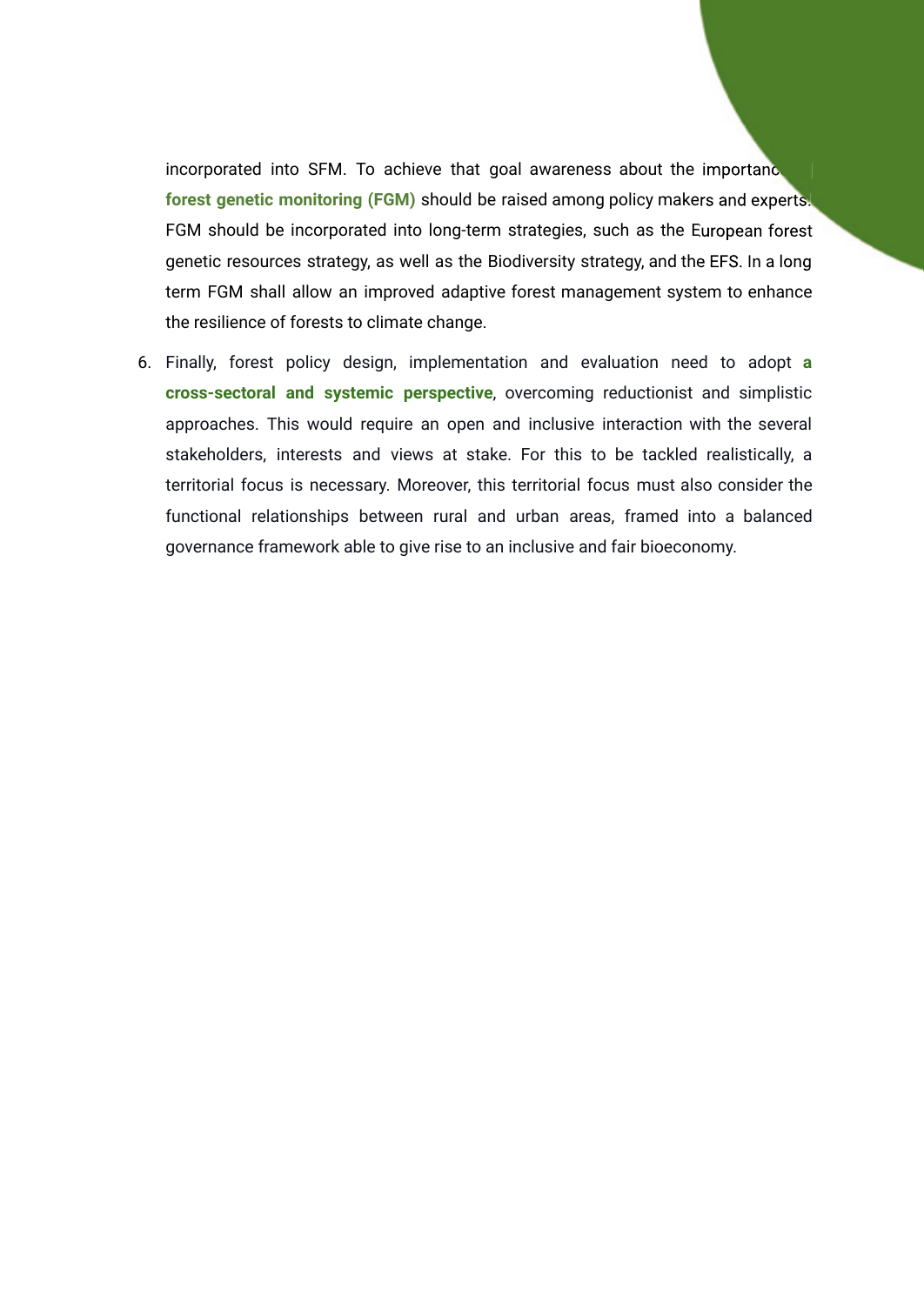incorporated into SFM. To achieve that goal awareness about the importance of **forest genetic monitoring (FGM)** should be raised among policy makers and experts. FGM should be incorporated into long-term strategies, such as the European forest genetic resources strategy, as well as the Biodiversity strategy, and the EFS. In a long term FGM shall allow an improved adaptive forest management system to enhance the resilience of forests to climate change.

6. Finally, forest policy design, implementation and evaluation need to adopt **a cross-sectoral and systemic perspective**, overcoming reductionist and simplistic approaches. This would require an open and inclusive interaction with the several stakeholders, interests and views at stake. For this to be tackled realistically, a territorial focus is necessary. Moreover, this territorial focus must also consider the functional relationships between rural and urban areas, framed into a balanced governance framework able to give rise to an inclusive and fair bioeconomy.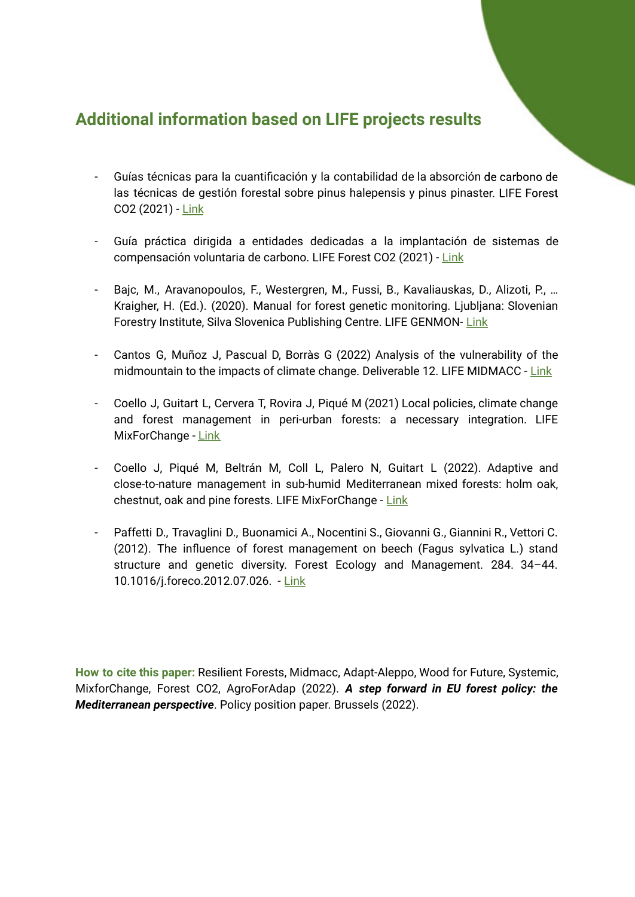## Additional information based on LIFE projects results

- Guías técnicas para la cuantificación y la contabilidad de la absorción de carbono de las técnicas de gestión forestal sobre pinus halepensis y pinus pinaster. LIFE Forest CO2 (2021) - Link

- Guía práctica dirigida a entidades dedicadas a la implantación de sistemas de compensación voluntaria de carbono. LIFE Forest CO2 (2021) - Link

- Bajc, M., Aravanopoulos, F., Westergren, M., Fussi, B., Kavaliauskas, D., Alizoti, P., … Kraigher, H. (Ed.). (2020). Manual for forest genetic monitoring. Ljubljana: Slovenian Forestry Institute, Silva Slovenica Publishing Centre. LIFE GENMON- Link

- Cantos G, Muñoz J, Pascual D, Borràs G (2022) Analysis of the vulnerability of the midmountain to the impacts of climate change. Deliverable 12. LIFE MIDMACC - Link

- Coello J, Guitart L, Cervera T, Rovira J, Piqué M (2021) Local policies, climate change and forest management in peri-urban forests: a necessary integration. LIFE MixForChange - Link

- Coello J, Piqué M, Beltrán M, Coll L, Palero N, Guitart L (2022). Adaptive and close-to-nature management in sub-humid Mediterranean mixed forests: holm oak, chestnut, oak and pine forests. LIFE MixForChange - Link

- Paffetti D., Travaglini D., Buonamici A., Nocentini S., Giovanni G., Giannini R., Vettori C. (2012). The influence of forest management on beech (Fagus sylvatica L.) stand structure and genetic diversity. Forest Ecology and Management. 284. 34–44. 10.1016/j.foreco.2012.07.026. - Link

**How to cite this paper:** Resilient Forests, Midmacc, Adapt-Aleppo, Wood for Future, Systemic, MixforChange, Forest CO2, AgroForAdap (2022). ***A step forward in EU forest policy: the Mediterranean perspective***. Policy position paper. Brussels (2022).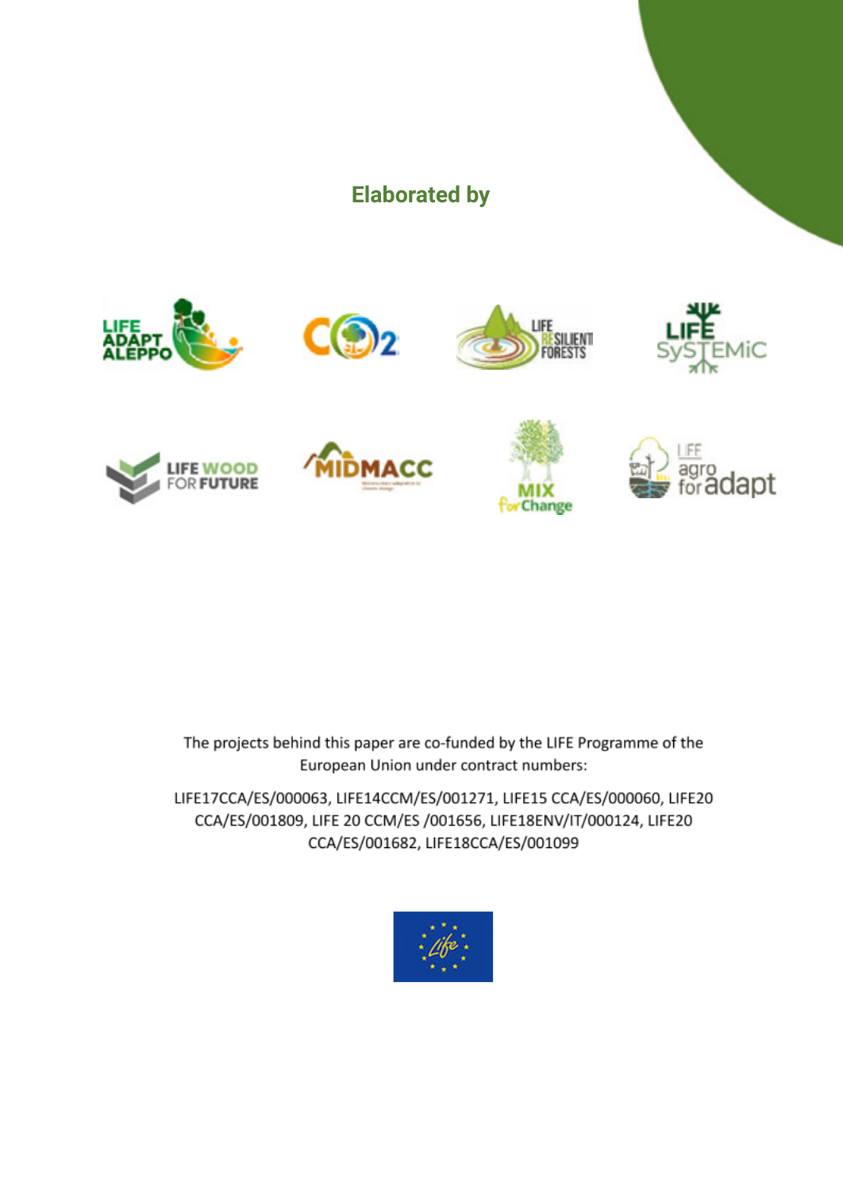## Elaborated by

The projects behind this paper are co-funded by the LIFE Programme of the European Union under contract numbers:

LIFE17CCA/ES/000063, LIFE14CCM/ES/001271, LIFE15 CCA/ES/000060, LIFE20 CCA/ES/001809, LIFE 20 CCM/ES /001656, LIFE18ENV/IT/000124, LIFE20 CCA/ES/001682, LIFE18CCA/ES/001099